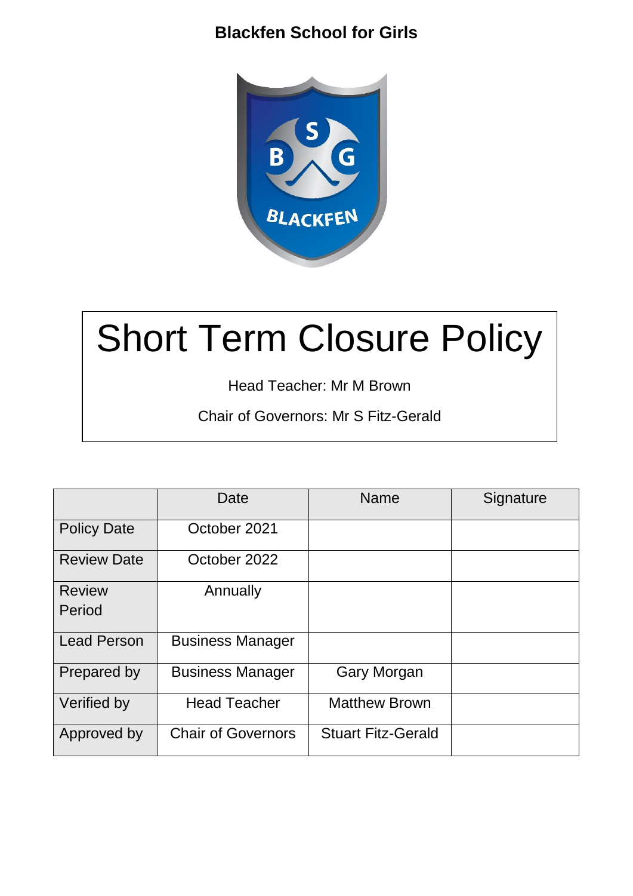**Blackfen School for Girls**

# Short Term Closure Policy

Head Teacher: Mr M Brown

Chair of Governors: Mr S Fitz-Gerald

| | Date | Name | Signature |
|---|---|---|---|
| Policy Date | October 2021 | | |
| Review Date | October 2022 | | |
| Review Period | Annually | | |
| Lead Person | Business Manager | | |
| Prepared by | Business Manager | Gary Morgan | |
| Verified by | Head Teacher | Matthew Brown | |
| Approved by | Chair of Governors | Stuart Fitz-Gerald | |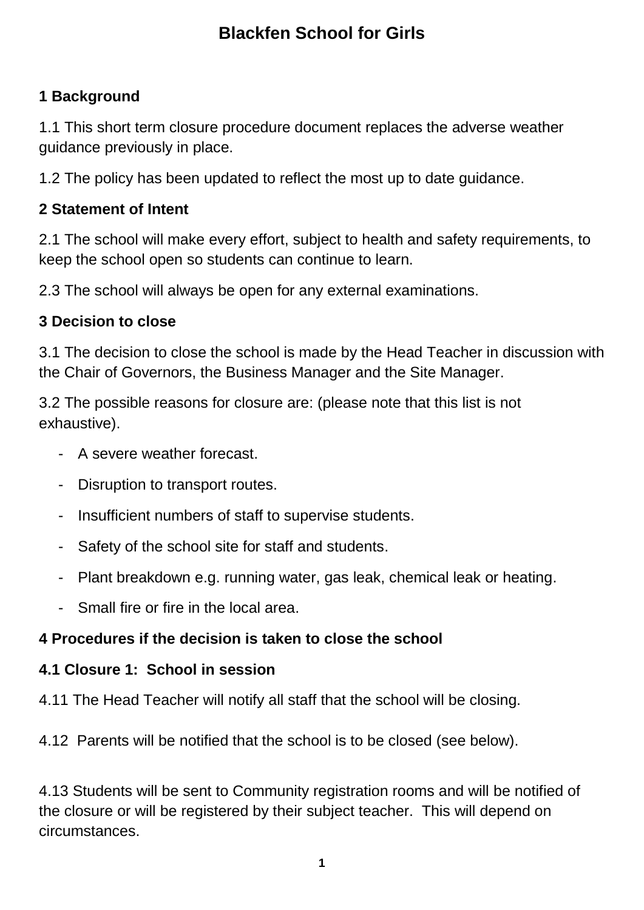# Blackfen School for Girls

### 1 Background

1.1 This short term closure procedure document replaces the adverse weather guidance previously in place.

1.2 The policy has been updated to reflect the most up to date guidance.

### 2 Statement of Intent

2.1 The school will make every effort, subject to health and safety requirements, to keep the school open so students can continue to learn.

2.3 The school will always be open for any external examinations.

### 3 Decision to close

3.1 The decision to close the school is made by the Head Teacher in discussion with the Chair of Governors, the Business Manager and the Site Manager.

3.2 The possible reasons for closure are: (please note that this list is not exhaustive).

- A severe weather forecast.
- Disruption to transport routes.
- Insufficient numbers of staff to supervise students.
- Safety of the school site for staff and students.
- Plant breakdown e.g. running water, gas leak, chemical leak or heating.
- Small fire or fire in the local area.

### 4 Procedures if the decision is taken to close the school

#### 4.1 Closure 1: School in session

4.11 The Head Teacher will notify all staff that the school will be closing.

4.12 Parents will be notified that the school is to be closed (see below).

4.13 Students will be sent to Community registration rooms and will be notified of the closure or will be registered by their subject teacher. This will depend on circumstances.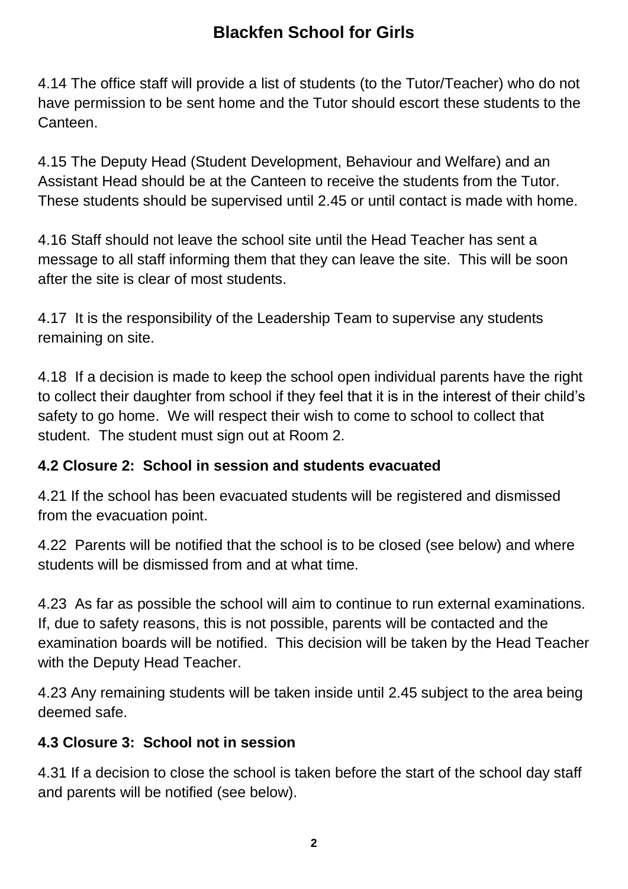4.14 The office staff will provide a list of students (to the Tutor/Teacher) who do not have permission to be sent home and the Tutor should escort these students to the Canteen.

4.15 The Deputy Head (Student Development, Behaviour and Welfare) and an Assistant Head should be at the Canteen to receive the students from the Tutor. These students should be supervised until 2.45 or until contact is made with home.

4.16 Staff should not leave the school site until the Head Teacher has sent a message to all staff informing them that they can leave the site. This will be soon after the site is clear of most students.

4.17 It is the responsibility of the Leadership Team to supervise any students remaining on site.

4.18 If a decision is made to keep the school open individual parents have the right to collect their daughter from school if they feel that it is in the interest of their child's safety to go home. We will respect their wish to come to school to collect that student. The student must sign out at Room 2.

## 4.2 Closure 2: School in session and students evacuated

4.21 If the school has been evacuated students will be registered and dismissed from the evacuation point.

4.22 Parents will be notified that the school is to be closed (see below) and where students will be dismissed from and at what time.

4.23 As far as possible the school will aim to continue to run external examinations. If, due to safety reasons, this is not possible, parents will be contacted and the examination boards will be notified. This decision will be taken by the Head Teacher with the Deputy Head Teacher.

4.23 Any remaining students will be taken inside until 2.45 subject to the area being deemed safe.

## 4.3 Closure 3: School not in session

4.31 If a decision to close the school is taken before the start of the school day staff and parents will be notified (see below).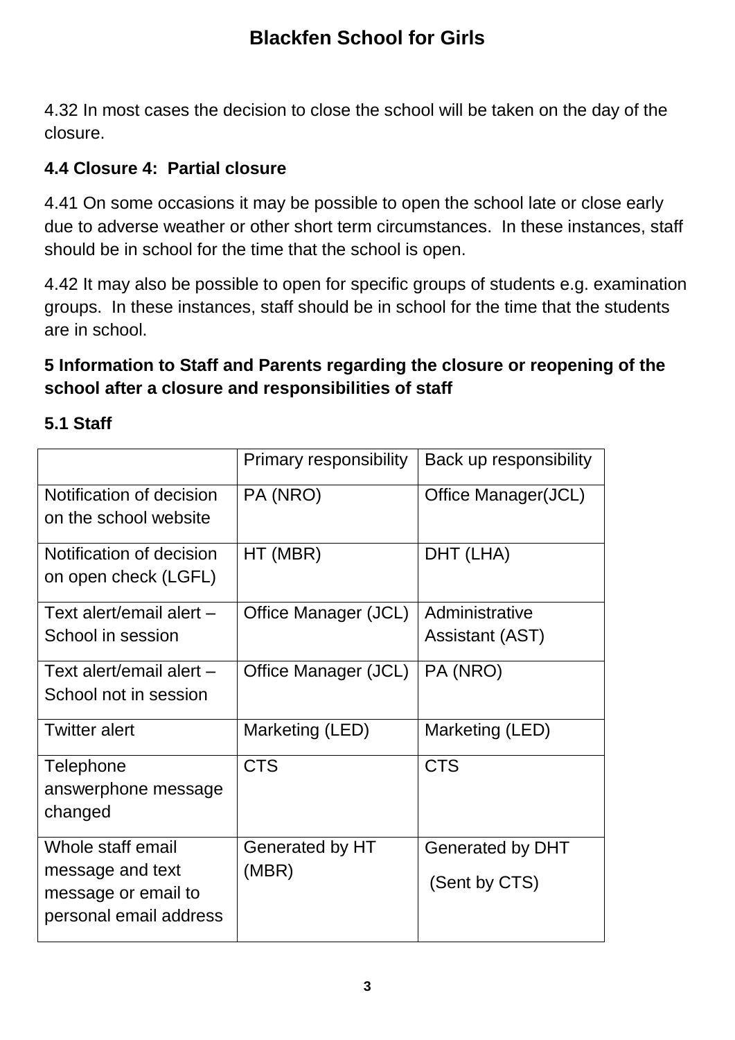4.32 In most cases the decision to close the school will be taken on the day of the closure.

### 4.4 Closure 4: Partial closure

4.41 On some occasions it may be possible to open the school late or close early due to adverse weather or other short term circumstances. In these instances, staff should be in school for the time that the school is open.

4.42 It may also be possible to open for specific groups of students e.g. examination groups. In these instances, staff should be in school for the time that the students are in school.

## 5 Information to Staff and Parents regarding the closure or reopening of the school after a closure and responsibilities of staff

### 5.1 Staff

| | Primary responsibility | Back up responsibility |
|---|---|---|
| Notification of decision on the school website | PA (NRO) | Office Manager(JCL) |
| Notification of decision on open check (LGFL) | HT (MBR) | DHT (LHA) |
| Text alert/email alert – School in session | Office Manager (JCL) | Administrative Assistant (AST) |
| Text alert/email alert – School not in session | Office Manager (JCL) | PA (NRO) |
| Twitter alert | Marketing (LED) | Marketing (LED) |
| Telephone answerphone message changed | CTS | CTS |
| Whole staff email message and text message or email to personal email address | Generated by HT (MBR) | Generated by DHT (Sent by CTS) |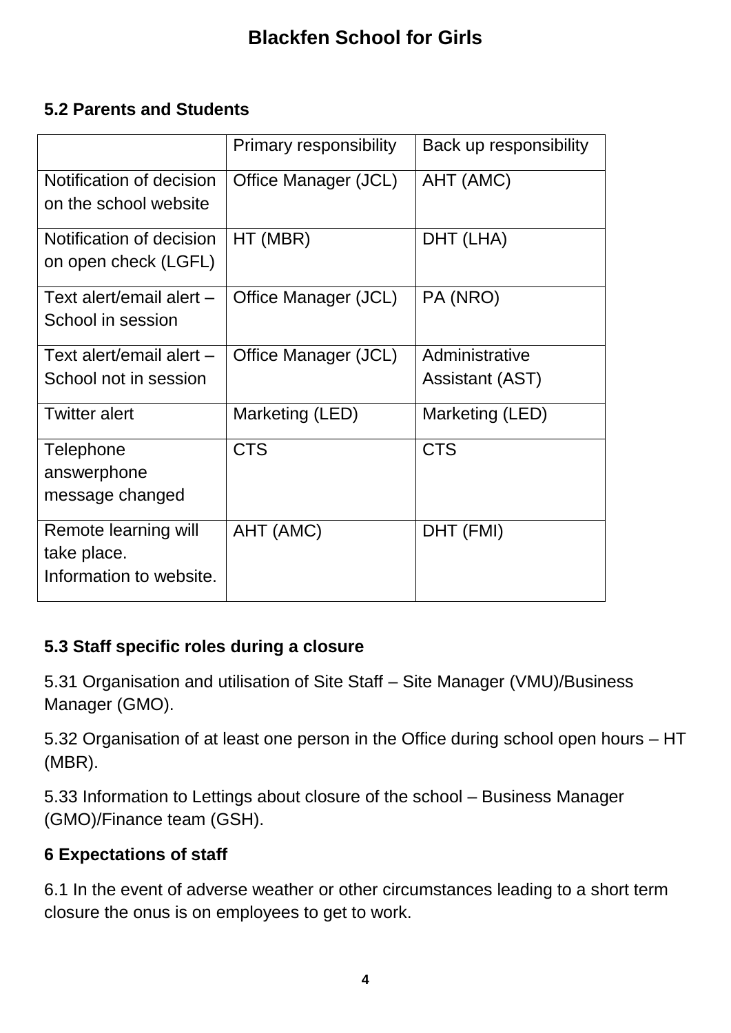### 5.2 Parents and Students

| | Primary responsibility | Back up responsibility |
|---|---|---|
| Notification of decision on the school website | Office Manager (JCL) | AHT (AMC) |
| Notification of decision on open check (LGFL) | HT (MBR) | DHT (LHA) |
| Text alert/email alert – School in session | Office Manager (JCL) | PA (NRO) |
| Text alert/email alert – School not in session | Office Manager (JCL) | Administrative Assistant (AST) |
| Twitter alert | Marketing (LED) | Marketing (LED) |
| Telephone answerphone message changed | CTS | CTS |
| Remote learning will take place. Information to website. | AHT (AMC) | DHT (FMI) |

### 5.3 Staff specific roles during a closure

5.31 Organisation and utilisation of Site Staff – Site Manager (VMU)/Business Manager (GMO).

5.32 Organisation of at least one person in the Office during school open hours – HT (MBR).

5.33 Information to Lettings about closure of the school – Business Manager (GMO)/Finance team (GSH).

## 6 Expectations of staff

6.1 In the event of adverse weather or other circumstances leading to a short term closure the onus is on employees to get to work.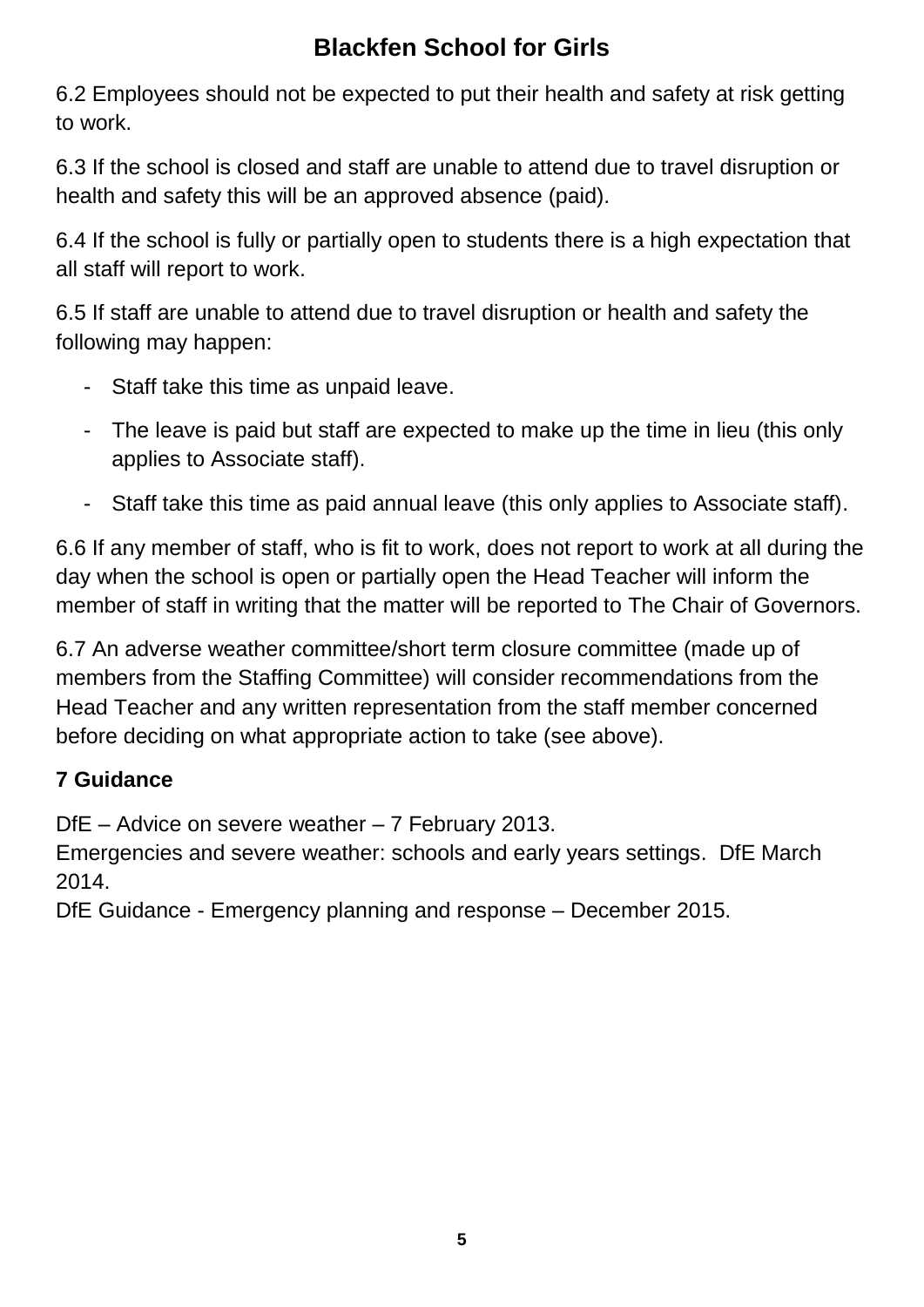6.2 Employees should not be expected to put their health and safety at risk getting to work.

6.3 If the school is closed and staff are unable to attend due to travel disruption or health and safety this will be an approved absence (paid).

6.4 If the school is fully or partially open to students there is a high expectation that all staff will report to work.

6.5 If staff are unable to attend due to travel disruption or health and safety the following may happen:

- Staff take this time as unpaid leave.
- The leave is paid but staff are expected to make up the time in lieu (this only applies to Associate staff).
- Staff take this time as paid annual leave (this only applies to Associate staff).

6.6 If any member of staff, who is fit to work, does not report to work at all during the day when the school is open or partially open the Head Teacher will inform the member of staff in writing that the matter will be reported to The Chair of Governors.

6.7 An adverse weather committee/short term closure committee (made up of members from the Staffing Committee) will consider recommendations from the Head Teacher and any written representation from the staff member concerned before deciding on what appropriate action to take (see above).

**7 Guidance**

DfE – Advice on severe weather – 7 February 2013.
Emergencies and severe weather: schools and early years settings. DfE March 2014.
DfE Guidance - Emergency planning and response – December 2015.